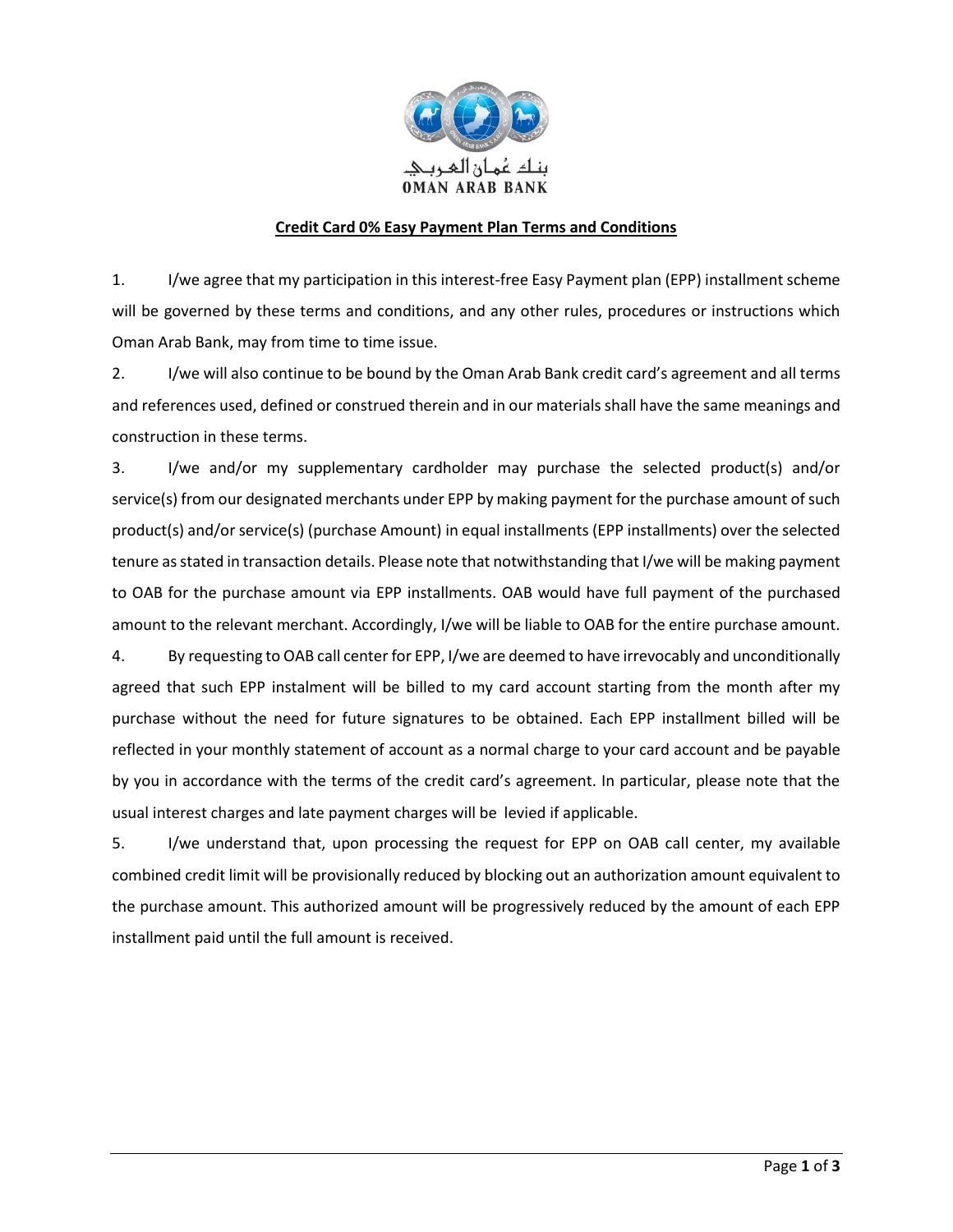بنك عُمان العربي
OMAN ARAB BANK

**Credit Card 0% Easy Payment Plan Terms and Conditions**

1. I/we agree that my participation in this interest-free Easy Payment plan (EPP) installment scheme will be governed by these terms and conditions, and any other rules, procedures or instructions which Oman Arab Bank, may from time to time issue.

2. I/we will also continue to be bound by the Oman Arab Bank credit card's agreement and all terms and references used, defined or construed therein and in our materials shall have the same meanings and construction in these terms.

3. I/we and/or my supplementary cardholder may purchase the selected product(s) and/or service(s) from our designated merchants under EPP by making payment for the purchase amount of such product(s) and/or service(s) (purchase Amount) in equal installments (EPP installments) over the selected tenure as stated in transaction details. Please note that notwithstanding that I/we will be making payment to OAB for the purchase amount via EPP installments. OAB would have full payment of the purchased amount to the relevant merchant. Accordingly, I/we will be liable to OAB for the entire purchase amount.

4. By requesting to OAB call center for EPP, I/we are deemed to have irrevocably and unconditionally agreed that such EPP instalment will be billed to my card account starting from the month after my purchase without the need for future signatures to be obtained. Each EPP installment billed will be reflected in your monthly statement of account as a normal charge to your card account and be payable by you in accordance with the terms of the credit card's agreement. In particular, please note that the usual interest charges and late payment charges will be levied if applicable.

5. I/we understand that, upon processing the request for EPP on OAB call center, my available combined credit limit will be provisionally reduced by blocking out an authorization amount equivalent to the purchase amount. This authorized amount will be progressively reduced by the amount of each EPP installment paid until the full amount is received.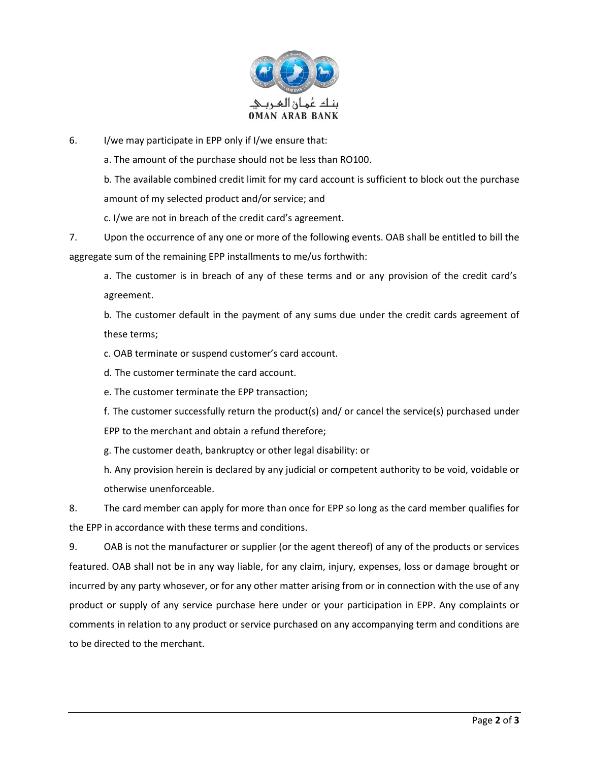6. I/we may participate in EPP only if I/we ensure that:

   a. The amount of the purchase should not be less than RO100.

   b. The available combined credit limit for my card account is sufficient to block out the purchase amount of my selected product and/or service; and

   c. I/we are not in breach of the credit card's agreement.

7. Upon the occurrence of any one or more of the following events. OAB shall be entitled to bill the aggregate sum of the remaining EPP installments to me/us forthwith:

   a. The customer is in breach of any of these terms and or any provision of the credit card's agreement.

   b. The customer default in the payment of any sums due under the credit cards agreement of these terms;

   c. OAB terminate or suspend customer's card account.

   d. The customer terminate the card account.

   e. The customer terminate the EPP transaction;

   f. The customer successfully return the product(s) and/ or cancel the service(s) purchased under EPP to the merchant and obtain a refund therefore;

   g. The customer death, bankruptcy or other legal disability: or

   h. Any provision herein is declared by any judicial or competent authority to be void, voidable or otherwise unenforceable.

8. The card member can apply for more than once for EPP so long as the card member qualifies for the EPP in accordance with these terms and conditions.

9. OAB is not the manufacturer or supplier (or the agent thereof) of any of the products or services featured. OAB shall not be in any way liable, for any claim, injury, expenses, loss or damage brought or incurred by any party whosever, or for any other matter arising from or in connection with the use of any product or supply of any service purchase here under or your participation in EPP. Any complaints or comments in relation to any product or service purchased on any accompanying term and conditions are to be directed to the merchant.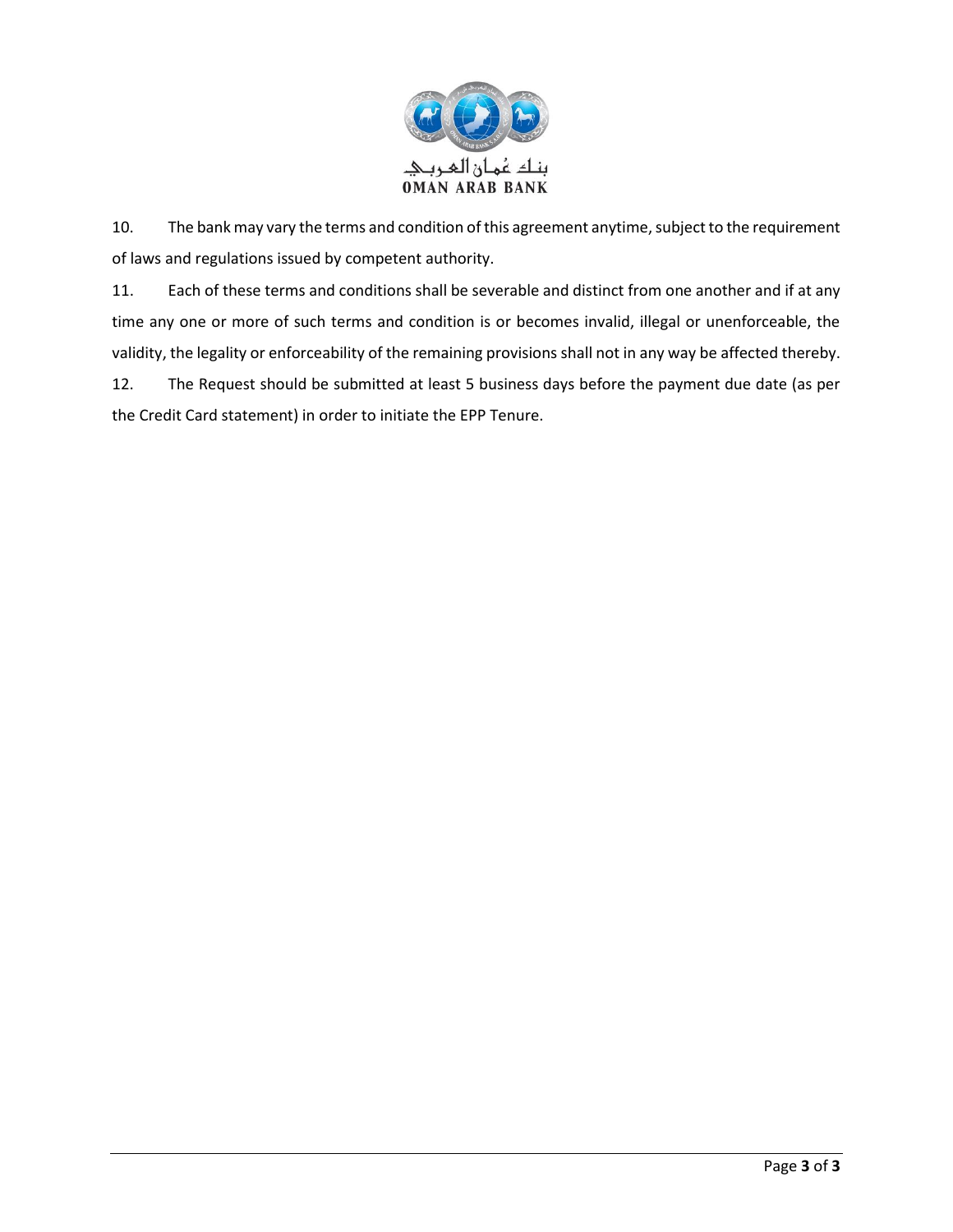10. The bank may vary the terms and condition of this agreement anytime, subject to the requirement of laws and regulations issued by competent authority.

11. Each of these terms and conditions shall be severable and distinct from one another and if at any time any one or more of such terms and condition is or becomes invalid, illegal or unenforceable, the validity, the legality or enforceability of the remaining provisions shall not in any way be affected thereby.

12. The Request should be submitted at least 5 business days before the payment due date (as per the Credit Card statement) in order to initiate the EPP Tenure.